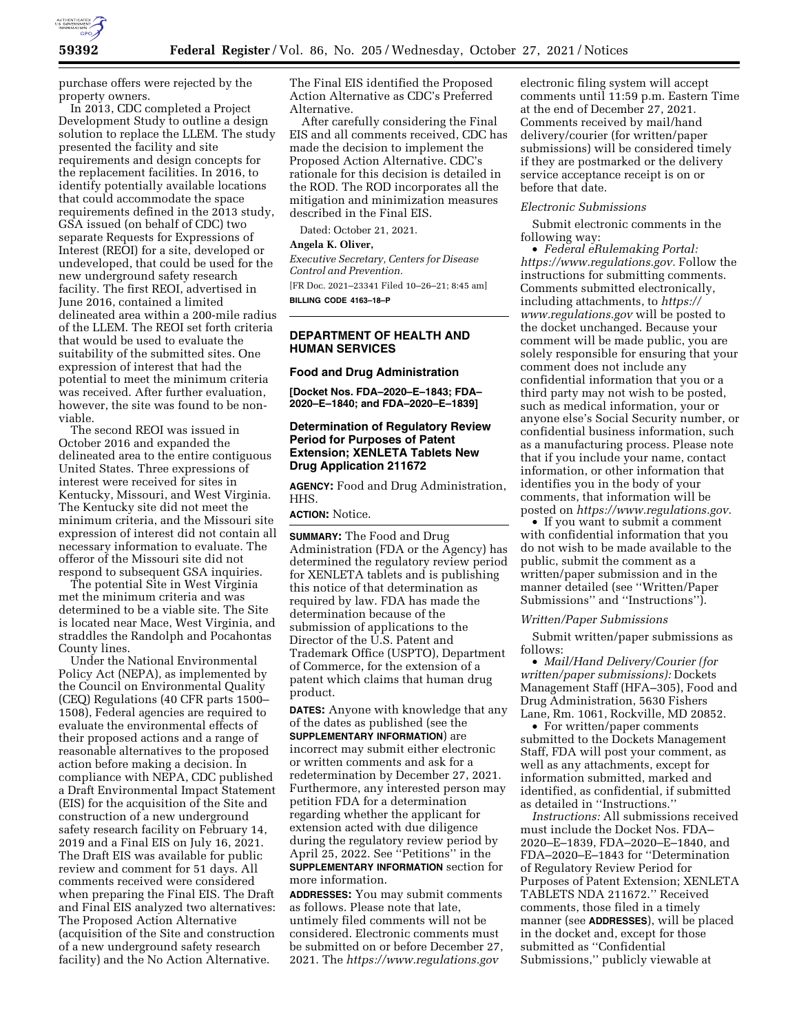purchase offers were rejected by the property owners.

In 2013, CDC completed a Project Development Study to outline a design solution to replace the LLEM. The study presented the facility and site requirements and design concepts for the replacement facilities. In 2016, to identify potentially available locations that could accommodate the space requirements defined in the 2013 study, GSA issued (on behalf of CDC) two separate Requests for Expressions of Interest (REOI) for a site, developed or undeveloped, that could be used for the new underground safety research facility. The first REOI, advertised in June 2016, contained a limited delineated area within a 200-mile radius of the LLEM. The REOI set forth criteria that would be used to evaluate the suitability of the submitted sites. One expression of interest that had the potential to meet the minimum criteria was received. After further evaluation, however, the site was found to be non-viable.

The second REOI was issued in October 2016 and expanded the delineated area to the entire contiguous United States. Three expressions of interest were received for sites in Kentucky, Missouri, and West Virginia. The Kentucky site did not meet the minimum criteria, and the Missouri site expression of interest did not contain all necessary information to evaluate. The offeror of the Missouri site did not respond to subsequent GSA inquiries.

The potential Site in West Virginia met the minimum criteria and was determined to be a viable site. The Site is located near Mace, West Virginia, and straddles the Randolph and Pocahontas County lines.

Under the National Environmental Policy Act (NEPA), as implemented by the Council on Environmental Quality (CEQ) Regulations (40 CFR parts 1500–1508), Federal agencies are required to evaluate the environmental effects of their proposed actions and a range of reasonable alternatives to the proposed action before making a decision. In compliance with NEPA, CDC published a Draft Environmental Impact Statement (EIS) for the acquisition of the Site and construction of a new underground safety research facility on February 14, 2019 and a Final EIS on July 16, 2021. The Draft EIS was available for public review and comment for 51 days. All comments received were considered when preparing the Final EIS. The Draft and Final EIS analyzed two alternatives: The Proposed Action Alternative (acquisition of the Site and construction of a new underground safety research facility) and the No Action Alternative. The Final EIS identified the Proposed Action Alternative as CDC's Preferred Alternative.

After carefully considering the Final EIS and all comments received, CDC has made the decision to implement the Proposed Action Alternative. CDC's rationale for this decision is detailed in the ROD. The ROD incorporates all the mitigation and minimization measures described in the Final EIS.

Dated: October 21, 2021.

**Angela K. Oliver,**

*Executive Secretary, Centers for Disease Control and Prevention.*

[FR Doc. 2021–23341 Filed 10–26–21; 8:45 am]

**BILLING CODE 4163–18–P**

---

## DEPARTMENT OF HEALTH AND HUMAN SERVICES

### Food and Drug Administration

**[Docket Nos. FDA–2020–E–1843; FDA–2020–E–1840; and FDA–2020–E–1839]**

### Determination of Regulatory Review Period for Purposes of Patent Extension; XENLETA Tablets New Drug Application 211672

**AGENCY:** Food and Drug Administration, HHS.

**ACTION:** Notice.

**SUMMARY:** The Food and Drug Administration (FDA or the Agency) has determined the regulatory review period for XENLETA tablets and is publishing this notice of that determination as required by law. FDA has made the determination because of the submission of applications to the Director of the U.S. Patent and Trademark Office (USPTO), Department of Commerce, for the extension of a patent which claims that human drug product.

**DATES:** Anyone with knowledge that any of the dates as published (see the **SUPPLEMENTARY INFORMATION**) are incorrect may submit either electronic or written comments and ask for a redetermination by December 27, 2021. Furthermore, any interested person may petition FDA for a determination regarding whether the applicant for extension acted with due diligence during the regulatory review period by April 25, 2022. See ''Petitions'' in the **SUPPLEMENTARY INFORMATION** section for more information.

**ADDRESSES:** You may submit comments as follows. Please note that late, untimely filed comments will not be considered. Electronic comments must be submitted on or before December 27, 2021. The *https://www.regulations.gov* electronic filing system will accept comments until 11:59 p.m. Eastern Time at the end of December 27, 2021. Comments received by mail/hand delivery/courier (for written/paper submissions) will be considered timely if they are postmarked or the delivery service acceptance receipt is on or before that date.

*Electronic Submissions*

Submit electronic comments in the following way:

• *Federal eRulemaking Portal: https://www.regulations.gov.* Follow the instructions for submitting comments. Comments submitted electronically, including attachments, to *https://www.regulations.gov* will be posted to the docket unchanged. Because your comment will be made public, you are solely responsible for ensuring that your comment does not include any confidential information that you or a third party may not wish to be posted, such as medical information, your or anyone else's Social Security number, or confidential business information, such as a manufacturing process. Please note that if you include your name, contact information, or other information that identifies you in the body of your comments, that information will be posted on *https://www.regulations.gov.*

• If you want to submit a comment with confidential information that you do not wish to be made available to the public, submit the comment as a written/paper submission and in the manner detailed (see ''Written/Paper Submissions'' and ''Instructions'').

*Written/Paper Submissions*

Submit written/paper submissions as follows:

• *Mail/Hand Delivery/Courier (for written/paper submissions):* Dockets Management Staff (HFA–305), Food and Drug Administration, 5630 Fishers Lane, Rm. 1061, Rockville, MD 20852.

• For written/paper comments submitted to the Dockets Management Staff, FDA will post your comment, as well as any attachments, except for information submitted, marked and identified, as confidential, if submitted as detailed in ''Instructions.''

*Instructions:* All submissions received must include the Docket Nos. FDA–2020–E–1839, FDA–2020–E–1840, and FDA–2020–E–1843 for ''Determination of Regulatory Review Period for Purposes of Patent Extension; XENLETA TABLETS NDA 211672.'' Received comments, those filed in a timely manner (see **ADDRESSES**), will be placed in the docket and, except for those submitted as ''Confidential Submissions,'' publicly viewable at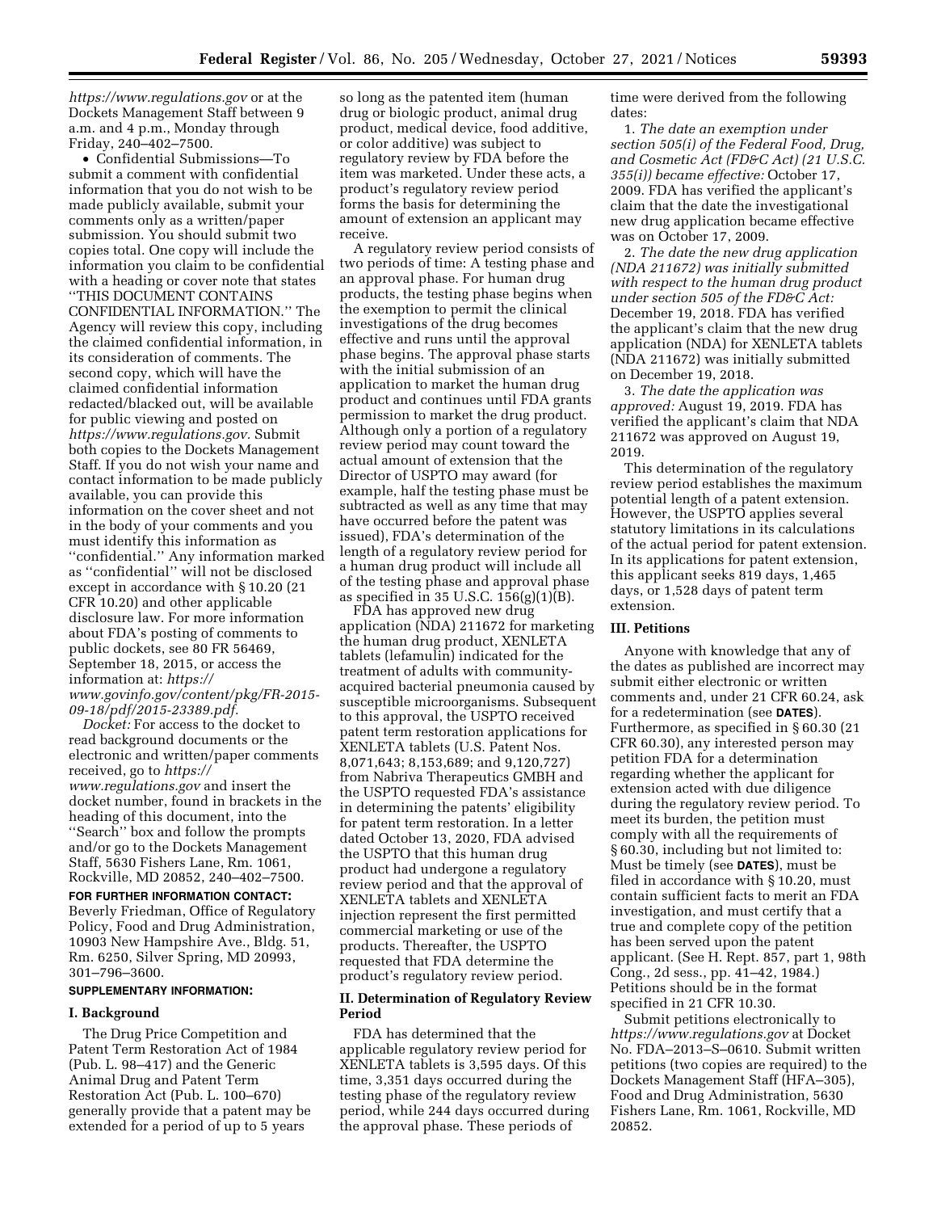*https://www.regulations.gov* or at the Dockets Management Staff between 9 a.m. and 4 p.m., Monday through Friday, 240–402–7500.

- Confidential Submissions—To submit a comment with confidential information that you do not wish to be made publicly available, submit your comments only as a written/paper submission. You should submit two copies total. One copy will include the information you claim to be confidential with a heading or cover note that states "THIS DOCUMENT CONTAINS CONFIDENTIAL INFORMATION." The Agency will review this copy, including the claimed confidential information, in its consideration of comments. The second copy, which will have the claimed confidential information redacted/blacked out, will be available for public viewing and posted on *https://www.regulations.gov*. Submit both copies to the Dockets Management Staff. If you do not wish your name and contact information to be made publicly available, you can provide this information on the cover sheet and not in the body of your comments and you must identify this information as "confidential." Any information marked as "confidential" will not be disclosed except in accordance with § 10.20 (21 CFR 10.20) and other applicable disclosure law. For more information about FDA's posting of comments to public dockets, see 80 FR 56469, September 18, 2015, or access the information at: *https://www.govinfo.gov/content/pkg/FR-2015-09-18/pdf/2015-23389.pdf*.

*Docket:* For access to the docket to read background documents or the electronic and written/paper comments received, go to *https://www.regulations.gov* and insert the docket number, found in brackets in the heading of this document, into the "Search" box and follow the prompts and/or go to the Dockets Management Staff, 5630 Fishers Lane, Rm. 1061, Rockville, MD 20852, 240–402–7500.

**FOR FURTHER INFORMATION CONTACT:** Beverly Friedman, Office of Regulatory Policy, Food and Drug Administration, 10903 New Hampshire Ave., Bldg. 51, Rm. 6250, Silver Spring, MD 20993, 301–796–3600.

**SUPPLEMENTARY INFORMATION:**

## I. Background

The Drug Price Competition and Patent Term Restoration Act of 1984 (Pub. L. 98–417) and the Generic Animal Drug and Patent Term Restoration Act (Pub. L. 100–670) generally provide that a patent may be extended for a period of up to 5 years so long as the patented item (human drug or biologic product, animal drug product, medical device, food additive, or color additive) was subject to regulatory review by FDA before the item was marketed. Under these acts, a product's regulatory review period forms the basis for determining the amount of extension an applicant may receive.

A regulatory review period consists of two periods of time: A testing phase and an approval phase. For human drug products, the testing phase begins when the exemption to permit the clinical investigations of the drug becomes effective and runs until the approval phase begins. The approval phase starts with the initial submission of an application to market the human drug product and continues until FDA grants permission to market the drug product. Although only a portion of a regulatory review period may count toward the actual amount of extension that the Director of USPTO may award (for example, half the testing phase must be subtracted as well as any time that may have occurred before the patent was issued), FDA's determination of the length of a regulatory review period for a human drug product will include all of the testing phase and approval phase as specified in 35 U.S.C. 156(g)(1)(B).

FDA has approved new drug application (NDA) 211672 for marketing the human drug product, XENLETA tablets (lefamulin) indicated for the treatment of adults with community-acquired bacterial pneumonia caused by susceptible microorganisms. Subsequent to this approval, the USPTO received patent term restoration applications for XENLETA tablets (U.S. Patent Nos. 8,071,643; 8,153,689; and 9,120,727) from Nabriva Therapeutics GMBH and the USPTO requested FDA's assistance in determining the patents' eligibility for patent term restoration. In a letter dated October 13, 2020, FDA advised the USPTO that this human drug product had undergone a regulatory review period and that the approval of XENLETA tablets and XENLETA injection represent the first permitted commercial marketing or use of the products. Thereafter, the USPTO requested that FDA determine the product's regulatory review period.

## II. Determination of Regulatory Review Period

FDA has determined that the applicable regulatory review period for XENLETA tablets is 3,595 days. Of this time, 3,351 days occurred during the testing phase of the regulatory review period, while 244 days occurred during the approval phase. These periods of time were derived from the following dates:

1. *The date an exemption under section 505(i) of the Federal Food, Drug, and Cosmetic Act (FD&C Act) (21 U.S.C. 355(i)) became effective:* October 17, 2009. FDA has verified the applicant's claim that the date the investigational new drug application became effective was on October 17, 2009.

2. *The date the new drug application (NDA 211672) was initially submitted with respect to the human drug product under section 505 of the FD&C Act:* December 19, 2018. FDA has verified the applicant's claim that the new drug application (NDA) for XENLETA tablets (NDA 211672) was initially submitted on December 19, 2018.

3. *The date the application was approved:* August 19, 2019. FDA has verified the applicant's claim that NDA 211672 was approved on August 19, 2019.

This determination of the regulatory review period establishes the maximum potential length of a patent extension. However, the USPTO applies several statutory limitations in its calculations of the actual period for patent extension. In its applications for patent extension, this applicant seeks 819 days, 1,465 days, or 1,528 days of patent term extension.

## III. Petitions

Anyone with knowledge that any of the dates as published are incorrect may submit either electronic or written comments and, under 21 CFR 60.24, ask for a redetermination (see **DATES**). Furthermore, as specified in § 60.30 (21 CFR 60.30), any interested person may petition FDA for a determination regarding whether the applicant for extension acted with due diligence during the regulatory review period. To meet its burden, the petition must comply with all the requirements of § 60.30, including but not limited to: Must be timely (see **DATES**), must be filed in accordance with § 10.20, must contain sufficient facts to merit an FDA investigation, and must certify that a true and complete copy of the petition has been served upon the patent applicant. (See H. Rept. 857, part 1, 98th Cong., 2d sess., pp. 41–42, 1984.) Petitions should be in the format specified in 21 CFR 10.30.

Submit petitions electronically to *https://www.regulations.gov* at Docket No. FDA–2013–S–0610. Submit written petitions (two copies are required) to the Dockets Management Staff (HFA–305), Food and Drug Administration, 5630 Fishers Lane, Rm. 1061, Rockville, MD 20852.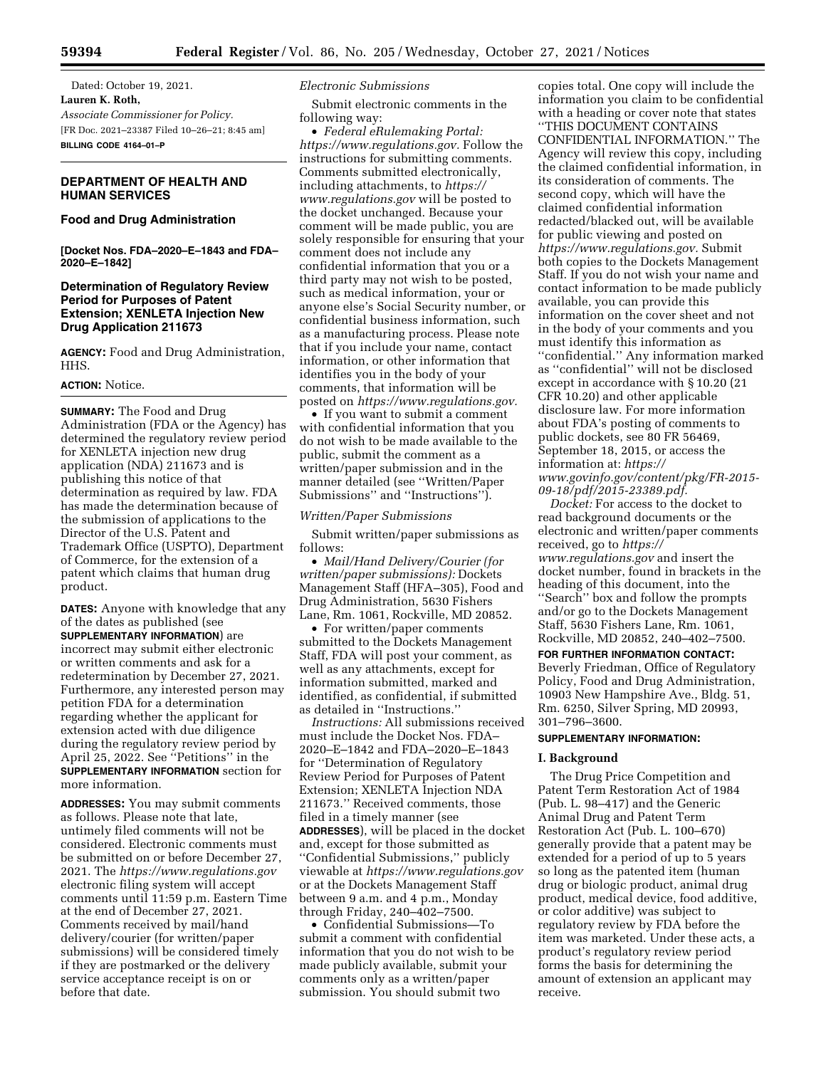Dated: October 19, 2021.

**Lauren K. Roth,**

*Associate Commissioner for Policy.*

[FR Doc. 2021–23387 Filed 10–26–21; 8:45 am]

**BILLING CODE 4164–01–P**

## DEPARTMENT OF HEALTH AND HUMAN SERVICES

### Food and Drug Administration

**[Docket Nos. FDA–2020–E–1843 and FDA–2020–E–1842]**

### Determination of Regulatory Review Period for Purposes of Patent Extension; XENLETA Injection New Drug Application 211673

**AGENCY:** Food and Drug Administration, HHS.

**ACTION:** Notice.

**SUMMARY:** The Food and Drug Administration (FDA or the Agency) has determined the regulatory review period for XENLETA injection new drug application (NDA) 211673 and is publishing this notice of that determination as required by law. FDA has made the determination because of the submission of applications to the Director of the U.S. Patent and Trademark Office (USPTO), Department of Commerce, for the extension of a patent which claims that human drug product.

**DATES:** Anyone with knowledge that any of the dates as published (see **SUPPLEMENTARY INFORMATION**) are incorrect may submit either electronic or written comments and ask for a redetermination by December 27, 2021. Furthermore, any interested person may petition FDA for a determination regarding whether the applicant for extension acted with due diligence during the regulatory review period by April 25, 2022. See ''Petitions'' in the **SUPPLEMENTARY INFORMATION** section for more information.

**ADDRESSES:** You may submit comments as follows. Please note that late, untimely filed comments will not be considered. Electronic comments must be submitted on or before December 27, 2021. The *https://www.regulations.gov* electronic filing system will accept comments until 11:59 p.m. Eastern Time at the end of December 27, 2021. Comments received by mail/hand delivery/courier (for written/paper submissions) will be considered timely if they are postmarked or the delivery service acceptance receipt is on or before that date.

*Electronic Submissions*

Submit electronic comments in the following way:

- *Federal eRulemaking Portal: https://www.regulations.gov.* Follow the instructions for submitting comments. Comments submitted electronically, including attachments, to *https://www.regulations.gov* will be posted to the docket unchanged. Because your comment will be made public, you are solely responsible for ensuring that your comment does not include any confidential information that you or a third party may not wish to be posted, such as medical information, your or anyone else's Social Security number, or confidential business information, such as a manufacturing process. Please note that if you include your name, contact information, or other information that identifies you in the body of your comments, that information will be posted on *https://www.regulations.gov.*
- If you want to submit a comment with confidential information that you do not wish to be made available to the public, submit the comment as a written/paper submission and in the manner detailed (see ''Written/Paper Submissions'' and ''Instructions'').

*Written/Paper Submissions*

Submit written/paper submissions as follows:

- *Mail/Hand Delivery/Courier (for written/paper submissions):* Dockets Management Staff (HFA–305), Food and Drug Administration, 5630 Fishers Lane, Rm. 1061, Rockville, MD 20852.
- For written/paper comments submitted to the Dockets Management Staff, FDA will post your comment, as well as any attachments, except for information submitted, marked and identified, as confidential, if submitted as detailed in ''Instructions.''

*Instructions:* All submissions received must include the Docket Nos. FDA–2020–E–1842 and FDA–2020–E–1843 for ''Determination of Regulatory Review Period for Purposes of Patent Extension; XENLETA Injection NDA 211673.'' Received comments, those filed in a timely manner (see **ADDRESSES**), will be placed in the docket and, except for those submitted as ''Confidential Submissions,'' publicly viewable at *https://www.regulations.gov* or at the Dockets Management Staff between 9 a.m. and 4 p.m., Monday through Friday, 240–402–7500.

- Confidential Submissions—To submit a comment with confidential information that you do not wish to be made publicly available, submit your comments only as a written/paper submission. You should submit two copies total. One copy will include the information you claim to be confidential with a heading or cover note that states ''THIS DOCUMENT CONTAINS CONFIDENTIAL INFORMATION.'' The Agency will review this copy, including the claimed confidential information, in its consideration of comments. The second copy, which will have the claimed confidential information redacted/blacked out, will be available for public viewing and posted on *https://www.regulations.gov.* Submit both copies to the Dockets Management Staff. If you do not wish your name and contact information to be made publicly available, you can provide this information on the cover sheet and not in the body of your comments and you must identify this information as ''confidential.'' Any information marked as ''confidential'' will not be disclosed except in accordance with § 10.20 (21 CFR 10.20) and other applicable disclosure law. For more information about FDA's posting of comments to public dockets, see 80 FR 56469, September 18, 2015, or access the information at: *https://www.govinfo.gov/content/pkg/FR-2015-09-18/pdf/2015-23389.pdf.*

*Docket:* For access to the docket to read background documents or the electronic and written/paper comments received, go to *https://www.regulations.gov* and insert the docket number, found in brackets in the heading of this document, into the ''Search'' box and follow the prompts and/or go to the Dockets Management Staff, 5630 Fishers Lane, Rm. 1061, Rockville, MD 20852, 240–402–7500.

**FOR FURTHER INFORMATION CONTACT:** Beverly Friedman, Office of Regulatory Policy, Food and Drug Administration, 10903 New Hampshire Ave., Bldg. 51, Rm. 6250, Silver Spring, MD 20993, 301–796–3600.

**SUPPLEMENTARY INFORMATION:**

#### I. Background

The Drug Price Competition and Patent Term Restoration Act of 1984 (Pub. L. 98–417) and the Generic Animal Drug and Patent Term Restoration Act (Pub. L. 100–670) generally provide that a patent may be extended for a period of up to 5 years so long as the patented item (human drug or biologic product, animal drug product, medical device, food additive, or color additive) was subject to regulatory review by FDA before the item was marketed. Under these acts, a product's regulatory review period forms the basis for determining the amount of extension an applicant may receive.